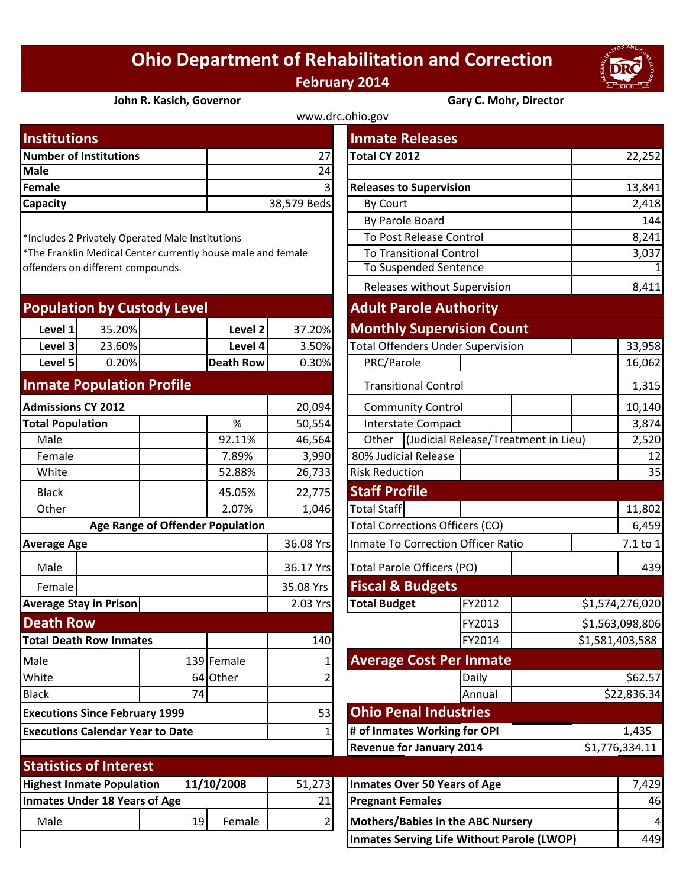# Ohio Department of Rehabilitation and Correction

## February 2014

**John R. Kasich, Governor** | **Gary C. Mohr, Director**

www.drc.ohio.gov

## Institutions

| | |
|---|---|
| **Number of Institutions** | 27 |
| **Male** | 24 |
| **Female** | 3 |
| **Capacity** | 38,579 Beds |

*Includes 2 Privately Operated Male Institutions
*The Franklin Medical Center currently house male and female offenders on different compounds.

## Population by Custody Level

| | | | |
|---|---|---|---|
| **Level 1** | 35.20% | **Level 2** | 37.20% |
| **Level 3** | 23.60% | **Level 4** | 3.50% |
| **Level 5** | 0.20% | **Death Row** | 0.30% |

## Inmate Population Profile

| | | | |
|---|---|---|---|
| **Admissions CY 2012** | | | 20,094 |
| **Total Population** | | % | 50,554 |
| Male | | 92.11% | 46,564 |
| Female | | 7.89% | 3,990 |
| White | | 52.88% | 26,733 |
| Black | | 45.05% | 22,775 |
| Other | | 2.07% | 1,046 |

**Age Range of Offender Population**

| | |
|---|---|
| **Average Age** | 36.08 Yrs |
| Male | 36.17 Yrs |
| Female | 35.08 Yrs |
| **Average Stay in Prison** | 2.03 Yrs |

## Death Row

| | | | |
|---|---|---|---|
| **Total Death Row Inmates** | | | 140 |
| Male | 139 | Female | 1 |
| White | 64 | Other | 2 |
| Black | 74 | | |
| **Executions Since February 1999** | | | 53 |
| **Executions Calendar Year to Date** | | | 1 |

## Inmate Releases

| | |
|---|---|
| **Total CY 2012** | 22,252 |
| **Releases to Supervision** | 13,841 |
| By Court | 2,418 |
| By Parole Board | 144 |
| To Post Release Control | 8,241 |
| To Transitional Control | 3,037 |
| To Suspended Sentence | 1 |
| Releases without Supervision | 8,411 |

## Adult Parole Authority

## Monthly Supervision Count

| | |
|---|---|
| Total Offenders Under Supervision | 33,958 |
| PRC/Parole | 16,062 |
| Transitional Control | 1,315 |
| Community Control | 10,140 |
| Interstate Compact | 3,874 |
| Other (Judicial Release/Treatment in Lieu) | 2,520 |
| 80% Judicial Release | 12 |
| Risk Reduction | 35 |

## Staff Profile

| | |
|---|---|
| Total Staff | 11,802 |
| Total Corrections Officers (CO) | 6,459 |
| Inmate To Correction Officer Ratio | 7.1 to 1 |
| Total Parole Officers (PO) | 439 |

## Fiscal & Budgets

| | | |
|---|---|---|
| **Total Budget** | FY2012 | $1,574,276,020 |
| | FY2013 | $1,563,098,806 |
| | FY2014 | $1,581,403,588 |

## Average Cost Per Inmate

| | |
|---|---|
| Daily | $62.57 |
| Annual | $22,836.34 |

## Ohio Penal Industries

| | |
|---|---|
| **# of Inmates Working for OPI** | 1,435 |
| **Revenue for January 2014** | $1,776,334.11 |

## Statistics of Interest

| | | | |
|---|---|---|---|
| **Highest Inmate Population** | **11/10/2008** | | 51,273 |
| **Inmates Under 18 Years of Age** | | | 21 |
| Male | 19 | Female | 2 |

| | |
|---|---|
| **Inmates Over 50 Years of Age** | 7,429 |
| **Pregnant Females** | 46 |
| **Mothers/Babies in the ABC Nursery** | 4 |
| **Inmates Serving Life Without Parole (LWOP)** | 449 |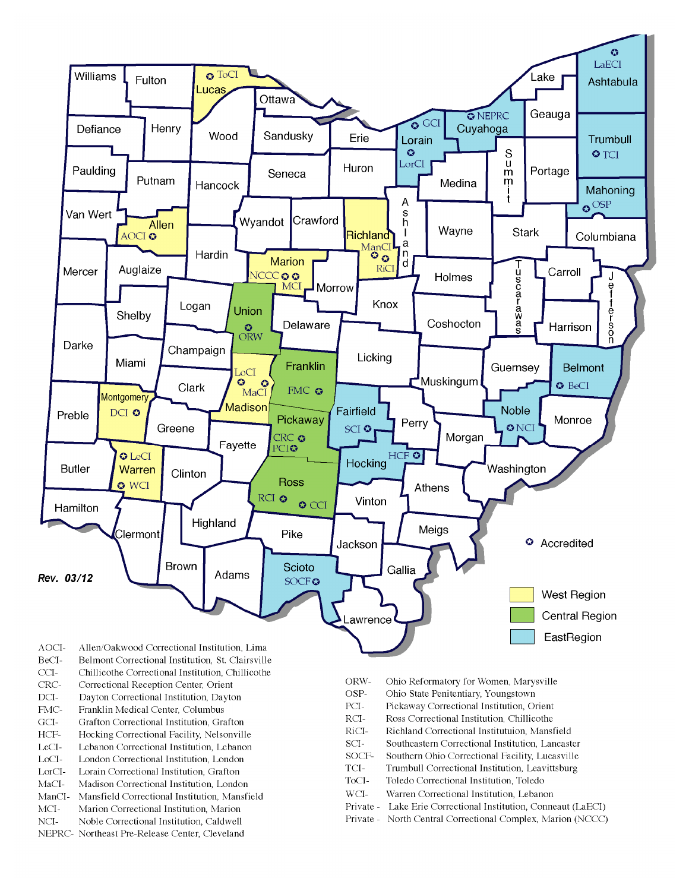Rev. 03/12

✪ Accredited

- West Region
- Central Region
- EastRegion

| | |
|---|---|
| AOCI- | Allen/Oakwood Correctional Institution, Lima |
| BeCI- | Belmont Correctional Institution, St. Clairsville |
| CCI- | Chillicothe Correctional Institution, Chillicothe |
| CRC- | Correctional Reception Center, Orient |
| DCI- | Dayton Correctional Institution, Dayton |
| FMC- | Franklin Medical Center, Columbus |
| GCI- | Grafton Correctional Institution, Grafton |
| HCF- | Hocking Correctional Facility, Nelsonville |
| LeCI- | Lebanon Correctional Institution, Lebanon |
| LoCI- | London Correctional Institution, London |
| LorCI- | Lorain Correctional Institution, Grafton |
| MaCI- | Madison Correctional Institution, London |
| ManCI- | Mansfield Correctional Institution, Mansfield |
| MCI- | Marion Correctional Institution, Marion |
| NCI- | Noble Correctional Institution, Caldwell |
| NEPRC- | Northeast Pre-Release Center, Cleveland |
| ORW- | Ohio Reformatory for Women, Marysville |
| OSP- | Ohio State Penitentiary, Youngstown |
| PCI- | Pickaway Correctional Institution, Orient |
| RCI- | Ross Correctional Institution, Chillicothe |
| RiCI- | Richland Correctional Instituttuion, Mansfield |
| SCI- | Southeastern Correctional Institution, Lancaster |
| SOCF- | Southern Ohio Correctional Facility, Lucasville |
| TCI- | Trumbull Correctional Institution, Leavittsburg |
| ToCI- | Toledo Correctional Institution, Toledo |
| WCI- | Warren Correctional Institution, Lebanon |
| Private - | Lake Erie Correctional Institution, Conneaut (LaECI) |
| Private - | North Central Correctional Complex, Marion (NCCC) |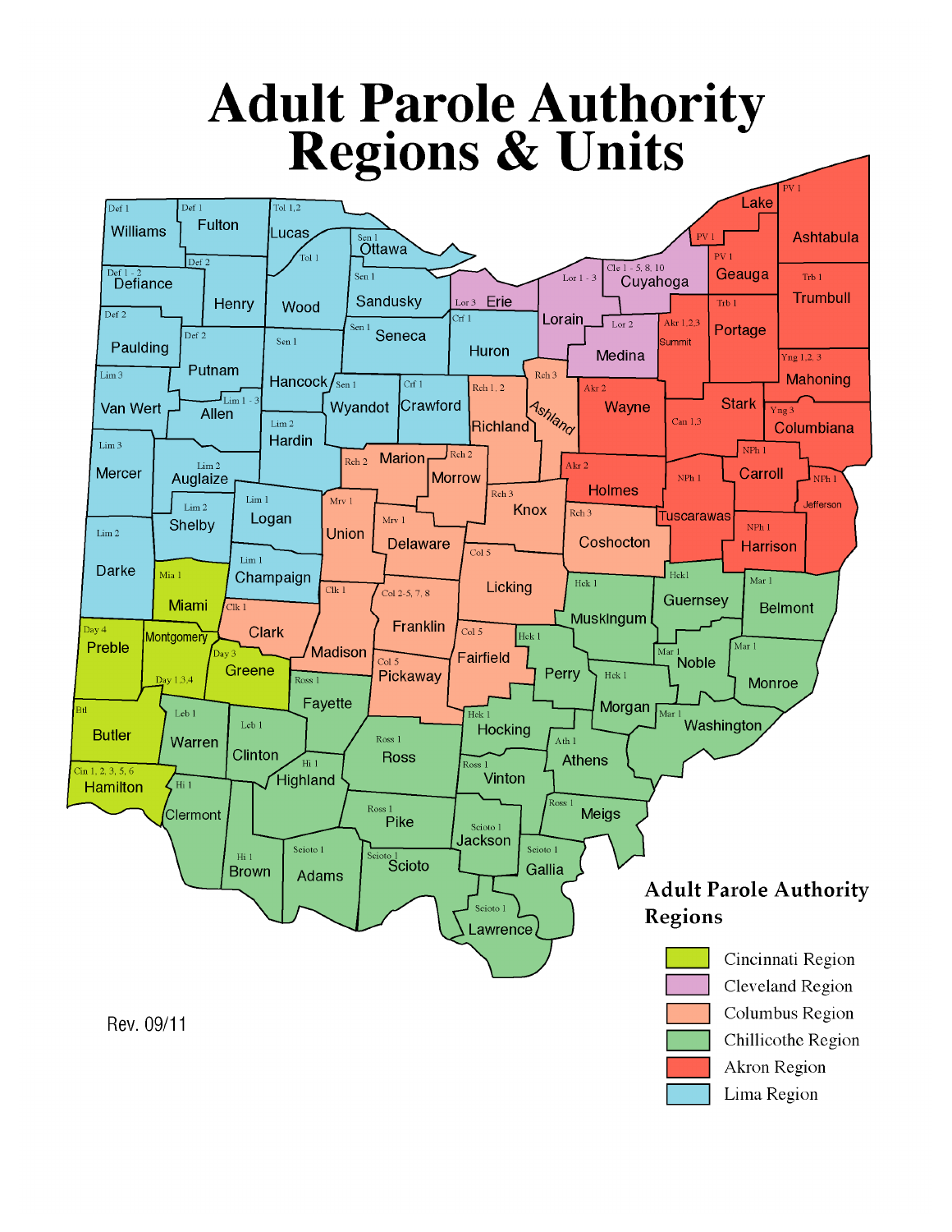# Adult Parole Authority Regions & Units

Def 1
Williams

Def 1
Fulton

Tol 1,2
Lucas

Sen 1
Ottawa

Tol 1
Wood

Def 1 - 2
Defiance

Def 2
Henry

Sen 1
Sandusky

Lor 3
Erie

Lor 1 - 3
Lorain

Cle 1 - 5, 8, 10
Cuyahoga

PV 1
Lake

PV 1
Ashtabula

PV 1
Geauga

Trb 1
Trumbull

Def 2
Paulding

Def 2
Putnam

Sen 1
Hancock

Sen 1
Seneca

Crf 1
Huron

Lor 2
Medina

Akr 1,2,3
Summit

Trb 1
Portage

Yng 1,2, 3
Mahoning

Lim 3
Van Wert

Lim 1 - 3
Allen

Sen 1
Wyandot

Crf 1
Crawford

Rch 1, 2
Richland

Rch 3
Ashland

Akr 2
Wayne

Can 1,3
Stark

Yng 3
Columbiana

Lim 3
Mercer

Lim 2
Auglaize

Lim 2
Hardin

Rch 2
Marion

Rch 2
Morrow

Akr 2
Holmes

NPh 1
Carroll

NPh 1
Jefferson

Lim 2
Shelby

Lim 1
Logan

Mrv 1
Union

Mrv 1
Delaware

Rch 3
Knox

NPh 1
Tuscarawas

NPh 1
Harrison

Lim 2
Darke

Mia 1
Miami

Lim 1
Champaign

Rch 3
Coshocton

Col 5
Licking

Hck 1
Muskingum

Hck1
Guernsey

Mar 1
Belmont

Clk 1
Clark

Clk 1
Madison

Col 2-5, 7, 8
Franklin

Day 4
Preble

Montgomery

Day 3
Greene

Day 1,3,4

Col 5
Fairfield

Hck 1
Perry

Mar 1
Noble

Mar 1
Monroe

Ross 1
Fayette

Col 5
Pickaway

Hck 1
Morgan

Btl
Butler

Leb 1
Warren

Leb 1
Clinton

Ross 1
Ross

Hck 1
Hocking

Ath 1
Athens

Mar 1
Washington

Cin 1, 2, 3, 5, 6
Hamilton

Hi 1
Clermont

Hi 1
Highland

Ross 1
Vinton

Ross 1
Meigs

Ross 1
Pike

Sciote 1
Jackson

Scioto 1
Gallia

Hi 1
Brown

Scioto 1
Adams

Scioto 1
Scioto

Scioto 1
Lawrence

## Adult Parole Authority Regions

Cincinnati Region

Cleveland Region

Columbus Region

Chillicothe Region

Akron Region

Lima Region

Rev. 09/11